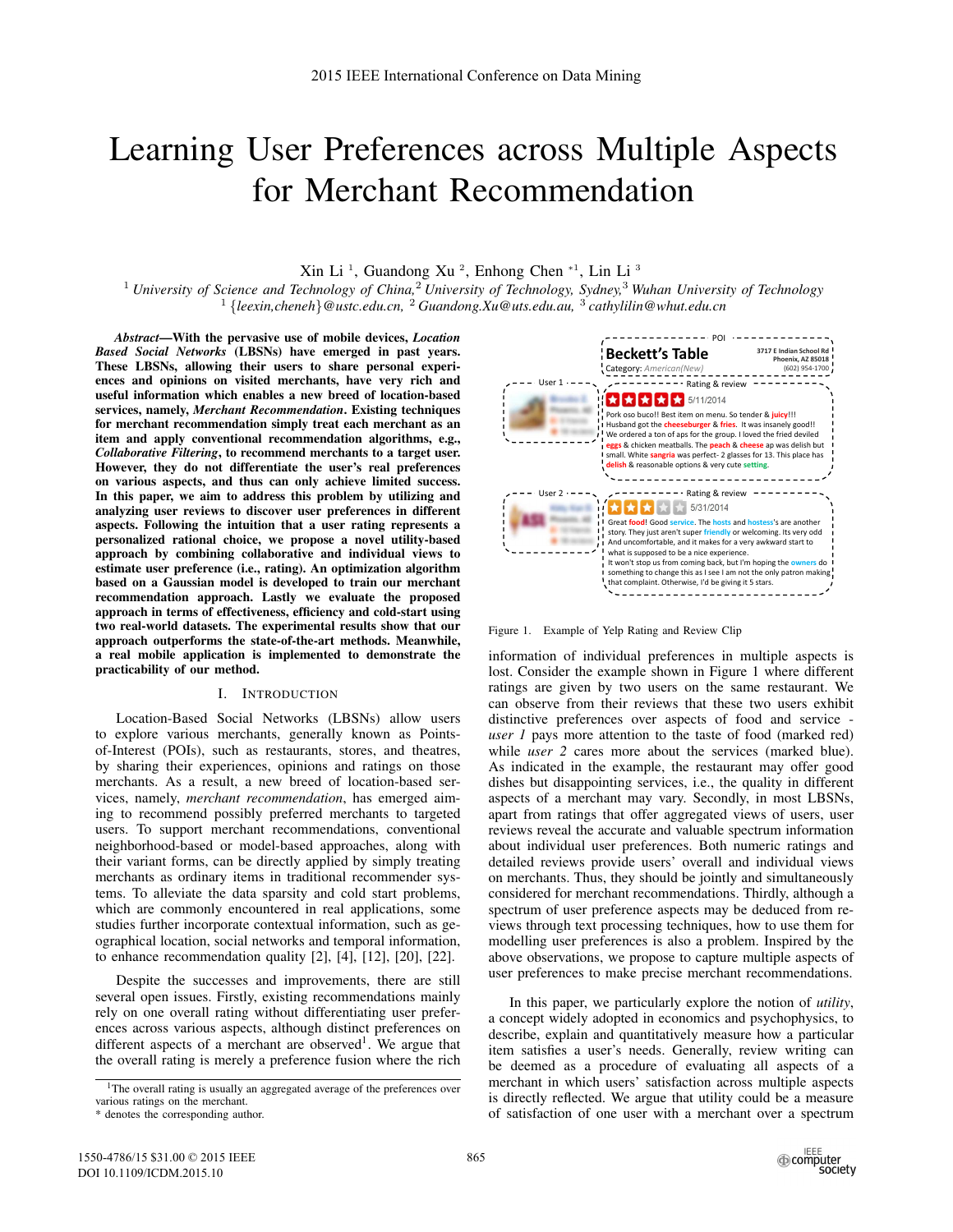# Learning User Preferences across Multiple Aspects for Merchant Recommendation

Xin Li [1], Guandong Xu [2], Enhong Chen *[1], Lin Li [3]

[1] University of Science and Technology of China, [2] University of Technology, Sydney, [3] Wuhan University of Technology

[1] {leexin,cheneh}@ustc.edu.cn, [2] Guandong.Xu@uts.edu.au, [3] cathylilin@whut.edu.cn

***Abstract*—With the pervasive use of mobile devices, *Location Based Social Networks* (LBSNs) have emerged in past years. These LBSNs, allowing their users to share personal experiences and opinions on visited merchants, have very rich and useful information which enables a new breed of location-based services, namely, *Merchant Recommendation*. Existing techniques for merchant recommendation simply treat each merchant as an item and apply conventional recommendation algorithms, e.g., *Collaborative Filtering*, to recommend merchants to a target user. However, they do not differentiate the user's real preferences on various aspects, and thus can only achieve limited success. In this paper, we aim to address this problem by utilizing and analyzing user reviews to discover user preferences in different aspects. Following the intuition that a user rating represents a personalized rational choice, we propose a novel utility-based approach by combining collaborative and individual views to estimate user preference (i.e., rating). An optimization algorithm based on a Gaussian model is developed to train our merchant recommendation approach. Lastly we evaluate the proposed approach in terms of effectiveness, efficiency and cold-start using two real-world datasets. The experimental results show that our approach outperforms the state-of-the-art methods. Meanwhile, a real mobile application is implemented to demonstrate the practicability of our method.**

## I. Introduction

Location-Based Social Networks (LBSNs) allow users to explore various merchants, generally known as Points-of-Interest (POIs), such as restaurants, stores, and theatres, by sharing their experiences, opinions and ratings on those merchants. As a result, a new breed of location-based services, namely, *merchant recommendation*, has emerged aiming to recommend possibly preferred merchants to targeted users. To support merchant recommendations, conventional neighborhood-based or model-based approaches, along with their variant forms, can be directly applied by simply treating merchants as ordinary items in traditional recommender systems. To alleviate the data sparsity and cold start problems, which are commonly encountered in real applications, some studies further incorporate contextual information, such as geographical location, social networks and temporal information, to enhance recommendation quality [2], [4], [12], [20], [22].

Despite the successes and improvements, there are still several open issues. Firstly, existing recommendations mainly rely on one overall rating without differentiating user preferences across various aspects, although distinct preferences on different aspects of a merchant are observed[1]. We argue that the overall rating is merely a preference fusion where the rich information of individual preferences in multiple aspects is lost. Consider the example shown in Figure 1 where different ratings are given by two users on the same restaurant. We can observe from their reviews that these two users exhibit distinctive preferences over aspects of food and service - *user 1* pays more attention to the taste of food (marked red) while *user 2* cares more about the services (marked blue). As indicated in the example, the restaurant may offer good dishes but disappointing services, i.e., the quality in different aspects of a merchant may vary. Secondly, in most LBSNs, apart from ratings that offer aggregated views of users, user reviews reveal the accurate and valuable spectrum information about individual user preferences. Both numeric ratings and detailed reviews provide users' overall and individual views on merchants. Thus, they should be jointly and simultaneously considered for merchant recommendations. Thirdly, although a spectrum of user preference aspects may be deduced from reviews through text processing techniques, how to use them for modelling user preferences is also a problem. Inspired by the above observations, we propose to capture multiple aspects of user preferences to make precise merchant recommendations.

In this paper, we particularly explore the notion of *utility*, a concept widely adopted in economics and psychophysics, to describe, explain and quantitatively measure how a particular item satisfies a user's needs. Generally, review writing can be deemed as a procedure of evaluating all aspects of a merchant in which users' satisfaction across multiple aspects is directly reflected. We argue that utility could be a measure of satisfaction of one user with a merchant over a spectrum

Beckett's Table
POI
3717 E Indian School Rd
Phoenix, AZ 85018
(602) 954-1700
Category: American(New)
User 1
Rating & review
5/11/2014
Pork oso buco!! Best item on menu. So tender & juicy!!! Husband got the cheeseburger & fries. It was insanely good!! We ordered a ton of aps for the group. I loved the fried deviled eggs & chicken meatballs. The peach & cheese ap was delish but small. White sangria was perfect- 2 glasses for 13. This place has delish & reasonable options & very cute setting.
User 2
Rating & review
5/31/2014
Great food! Good service. The hosts and hostess's are another story. They just aren't super friendly or welcoming. Its very odd And uncomfortable, and it makes for a very awkward start to what is supposed to be a nice experience.
It won't stop us from coming back, but I'm hoping the owners do something to change this as I see I am not the only patron making that complaint. Otherwise, I'd be giving it 5 stars.

Figure 1. Example of Yelp Rating and Review Clip

[1] The overall rating is usually an aggregated average of the preferences over various ratings on the merchant.

\* denotes the corresponding author.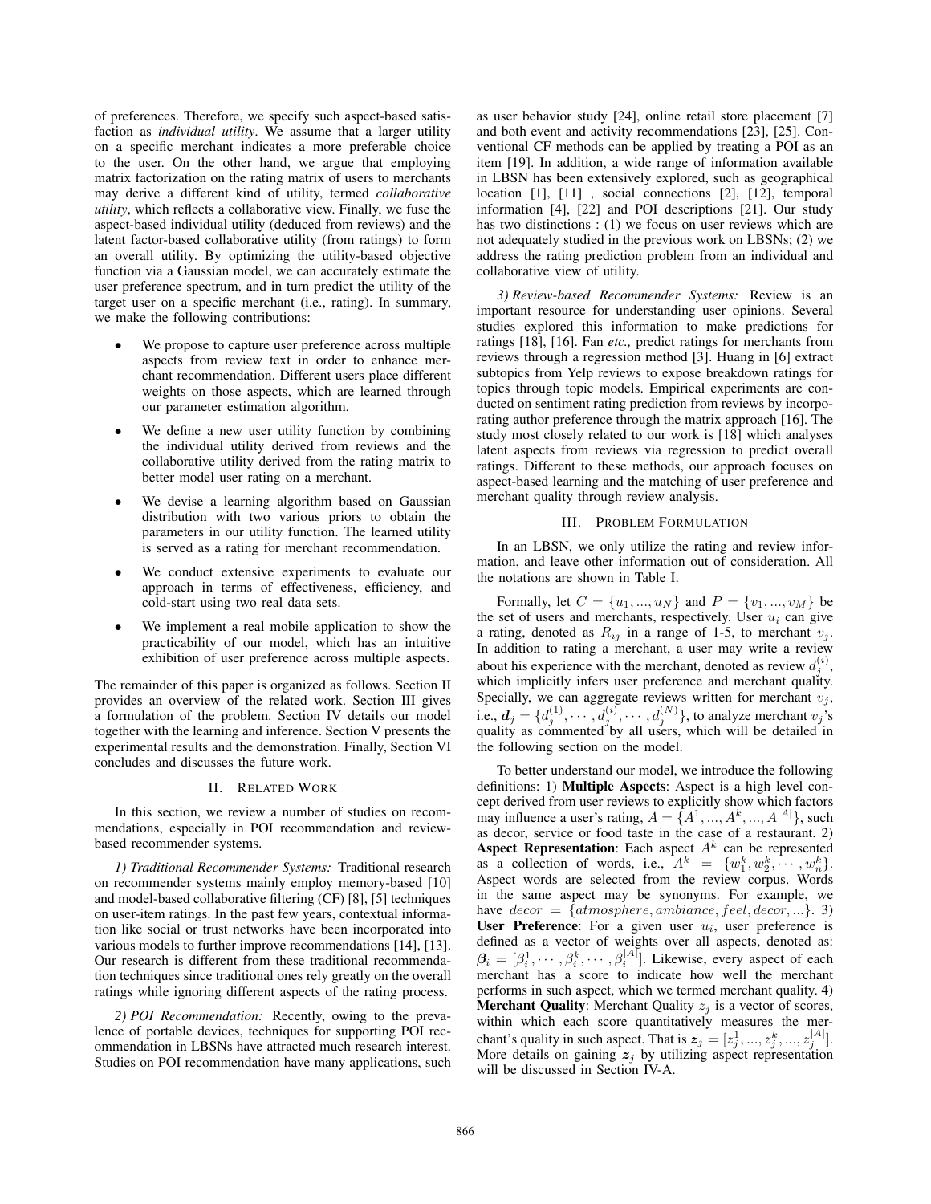of preferences. Therefore, we specify such aspect-based satisfaction as *individual utility*. We assume that a larger utility on a specific merchant indicates a more preferable choice to the user. On the other hand, we argue that employing matrix factorization on the rating matrix of users to merchants may derive a different kind of utility, termed *collaborative utility*, which reflects a collaborative view. Finally, we fuse the aspect-based individual utility (deduced from reviews) and the latent factor-based collaborative utility (from ratings) to form an overall utility. By optimizing the utility-based objective function via a Gaussian model, we can accurately estimate the user preference spectrum, and in turn predict the utility of the target user on a specific merchant (i.e., rating). In summary, we make the following contributions:

- We propose to capture user preference across multiple aspects from review text in order to enhance merchant recommendation. Different users place different weights on those aspects, which are learned through our parameter estimation algorithm.
- We define a new user utility function by combining the individual utility derived from reviews and the collaborative utility derived from the rating matrix to better model user rating on a merchant.
- We devise a learning algorithm based on Gaussian distribution with two various priors to obtain the parameters in our utility function. The learned utility is served as a rating for merchant recommendation.
- We conduct extensive experiments to evaluate our approach in terms of effectiveness, efficiency, and cold-start using two real data sets.
- We implement a real mobile application to show the practicability of our model, which has an intuitive exhibition of user preference across multiple aspects.

The remainder of this paper is organized as follows. Section II provides an overview of the related work. Section III gives a formulation of the problem. Section IV details our model together with the learning and inference. Section V presents the experimental results and the demonstration. Finally, Section VI concludes and discusses the future work.

## II. Related Work

In this section, we review a number of studies on recommendations, especially in POI recommendation and review-based recommender systems.

*1) Traditional Recommender Systems:* Traditional research on recommender systems mainly employ memory-based [10] and model-based collaborative filtering (CF) [8], [5] techniques on user-item ratings. In the past few years, contextual information like social or trust networks have been incorporated into various models to further improve recommendations [14], [13]. Our research is different from these traditional recommendation techniques since traditional ones rely greatly on the overall ratings while ignoring different aspects of the rating process.

*2) POI Recommendation:* Recently, owing to the prevalence of portable devices, techniques for supporting POI recommendation in LBSNs have attracted much research interest. Studies on POI recommendation have many applications, such as user behavior study [24], online retail store placement [7] and both event and activity recommendations [23], [25]. Conventional CF methods can be applied by treating a POI as an item [19]. In addition, a wide range of information available in LBSN has been extensively explored, such as geographical location [1], [11] , social connections [2], [12], temporal information [4], [22] and POI descriptions [21]. Our study has two distinctions : (1) we focus on user reviews which are not adequately studied in the previous work on LBSNs; (2) we address the rating prediction problem from an individual and collaborative view of utility.

*3) Review-based Recommender Systems:* Review is an important resource for understanding user opinions. Several studies explored this information to make predictions for ratings [18], [16]. Fan *etc.,* predict ratings for merchants from reviews through a regression method [3]. Huang in [6] extract subtopics from Yelp reviews to expose breakdown ratings for topics through topic models. Empirical experiments are conducted on sentiment rating prediction from reviews by incorporating author preference through the matrix approach [16]. The study most closely related to our work is [18] which analyses latent aspects from reviews via regression to predict overall ratings. Different to these methods, our approach focuses on aspect-based learning and the matching of user preference and merchant quality through review analysis.

## III. Problem Formulation

In an LBSN, we only utilize the rating and review information, and leave other information out of consideration. All the notations are shown in Table I.

Formally, let $C = \{u_1, ..., u_N\}$ and $P = \{v_1, ..., v_M\}$ be the set of users and merchants, respectively. User $u_i$ can give a rating, denoted as $R_{ij}$ in a range of 1-5, to merchant $v_j$. In addition to rating a merchant, a user may write a review about his experience with the merchant, denoted as review $d_j^{(i)}$, which implicitly infers user preference and merchant quality. Specially, we can aggregate reviews written for merchant $v_j$, i.e., $\boldsymbol{d}_j = \{d_j^{(1)}, \cdots, d_j^{(i)}, \cdots, d_j^{(N)}\}$, to analyze merchant $v_j$'s quality as commented by all users, which will be detailed in the following section on the model.

To better understand our model, we introduce the following definitions: 1) **Multiple Aspects**: Aspect is a high level concept derived from user reviews to explicitly show which factors may influence a user's rating, $A = \{A^1, ..., A^k, ..., A^{|A|}\}$, such as decor, service or food taste in the case of a restaurant. 2) **Aspect Representation**: Each aspect $A^k$ can be represented as a collection of words, i.e., $A^k = \{w_1^k, w_2^k, \cdots, w_n^k\}$. Aspect words are selected from the review corpus. Words in the same aspect may be synonyms. For example, we have $decor = \{atmosphere, ambiance, feel, decor, ...\}$. 3) **User Preference**: For a given user $u_i$, user preference is defined as a vector of weights over all aspects, denoted as: $\boldsymbol{\beta}_i = [\beta_i^1, \cdots, \beta_i^k, \cdots, \beta_i^{|A|}]$. Likewise, every aspect of each merchant has a score to indicate how well the merchant performs in such aspect, which we termed merchant quality. 4) **Merchant Quality**: Merchant Quality $z_j$ is a vector of scores, within which each score quantitatively measures the merchant's quality in such aspect. That is $\boldsymbol{z}_j = [z_j^1, ..., z_j^k, ..., z_j^{|A|}]$. More details on gaining $\boldsymbol{z}_j$ by utilizing aspect representation will be discussed in Section IV-A.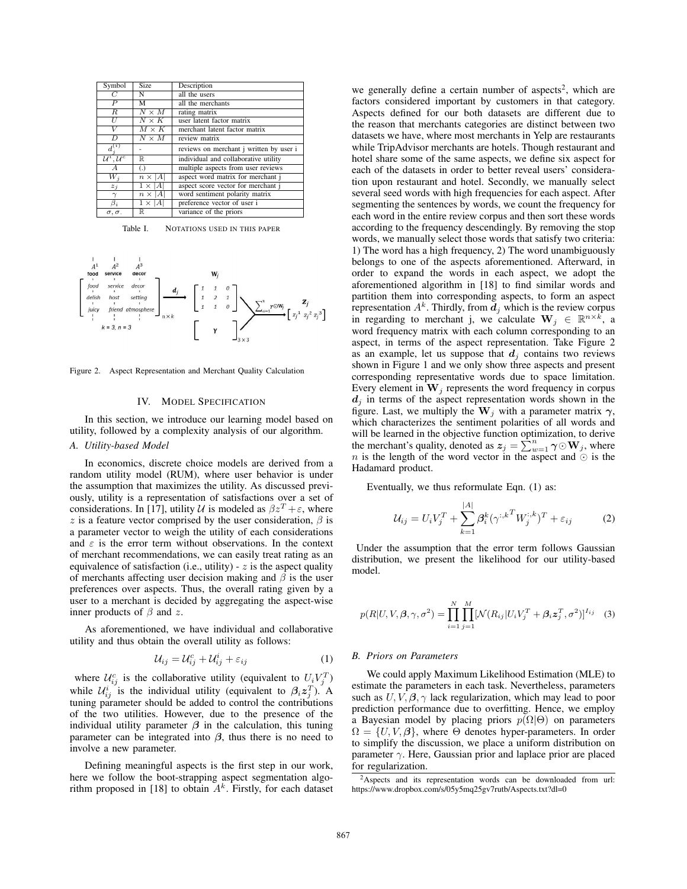| Symbol | Size | Description |
|---|---|---|
| $C$ | N | all the users |
| $P$ | M | all the merchants |
| $R$ | $N \times M$ | rating matrix |
| $U$ | $N \times K$ | user latent factor matrix |
| $V$ | $M \times K$ | merchant latent factor matrix |
| $D$ | $N \times M$ | review matrix |
| $d_j^{(i)}$ | - | reviews on merchant j written by user i |
| $\mathcal{U}^i, \mathcal{U}^c$ | $\mathbb{R}$ | individual and collaborative utility |
| $A$ | (.) | multiple aspects from user reviews |
| $W_j$ | $n \times \lvert A\rvert$ | aspect word matrix for merchant j |
| $z_j$ | $1 \times \lvert A\rvert$ | aspect score vector for merchant j |
| $\gamma$ | $n \times \lvert A\rvert$ | word sentiment polarity matrix |
| $\beta_i$ | $1 \times \lvert A\rvert$ | preference vector of user i |
| $\sigma, \sigma_\cdot$ | $\mathbb{R}$ | variance of the priors |

Table I. NOTATIONS USED IN THIS PAPER

Figure 2. Aspect Representation and Merchant Quality Calculation

## IV. MODEL SPECIFICATION

In this section, we introduce our learning model based on utility, followed by a complexity analysis of our algorithm.

### A. Utility-based Model

In economics, discrete choice models are derived from a random utility model (RUM), where user behavior is under the assumption that maximizes the utility. As discussed previously, utility is a representation of satisfactions over a set of considerations. In [17], utility $\mathcal{U}$ is modeled as $\beta z^T + \varepsilon$, where $z$ is a feature vector comprised by the user consideration, $\beta$ is a parameter vector to weigh the utility of each considerations and $\varepsilon$ is the error term without observations. In the context of merchant recommendations, we can easily treat rating as an equivalence of satisfaction (i.e., utility) - $z$ is the aspect quality of merchants affecting user decision making and $\beta$ is the user preferences over aspects. Thus, the overall rating given by a user to a merchant is decided by aggregating the aspect-wise inner products of $\beta$ and $z$.

As aforementioned, we have individual and collaborative utility and thus obtain the overall utility as follows:

$$\mathcal{U}_{ij} = \mathcal{U}_{ij}^c + \mathcal{U}_{ij}^i + \varepsilon_{ij} \tag{1}$$

where $\mathcal{U}_{ij}^c$ is the collaborative utility (equivalent to $U_i V_j^T$) while $\mathcal{U}_{ij}^i$ is the individual utility (equivalent to $\boldsymbol{\beta}_i \boldsymbol{z}_j^T$). A tuning parameter should be added to control the contributions of the two utilities. However, due to the presence of the individual utility parameter $\boldsymbol{\beta}$ in the calculation, this tuning parameter can be integrated into $\boldsymbol{\beta}$, thus there is no need to involve a new parameter.

Defining meaningful aspects is the first step in our work, here we follow the boot-strapping aspect segmentation algorithm proposed in [18] to obtain $A^k$. Firstly, for each dataset we generally define a certain number of aspects[2], which are factors considered important by customers in that category. Aspects defined for our both datasets are different due to the reason that merchants categories are distinct between two datasets we have, where most merchants in Yelp are restaurants while TripAdvisor merchants are hotels. Though restaurant and hotel share some of the same aspects, we define six aspect for each of the datasets in order to better reveal users' consideration upon restaurant and hotel. Secondly, we manually select several seed words with high frequencies for each aspect. After segmenting the sentences by words, we count the frequency for each word in the entire review corpus and then sort these words according to the frequency descendingly. By removing the stop words, we manually select those words that satisfy two criteria: 1) The word has a high frequency, 2) The word unambiguously belongs to one of the aspects aforementioned. Afterward, in order to expand the words in each aspect, we adopt the aforementioned algorithm in [18] to find similar words and partition them into corresponding aspects, to form an aspect representation $A^k$. Thirdly, from $\boldsymbol{d}_j$ which is the review corpus in regarding to merchant j, we calculate $\mathbf{W}_j \in \mathbb{R}^{n \times k}$, a word frequency matrix with each column corresponding to an aspect, in terms of the aspect representation. Take Figure 2 as an example, let us suppose that $\boldsymbol{d}_j$ contains two reviews shown in Figure 1 and we only show three aspects and present corresponding representative words due to space limitation. Every element in $\mathbf{W}_j$ represents the word frequency in corpus $\boldsymbol{d}_j$ in terms of the aspect representation words shown in the figure. Last, we multiply the $\mathbf{W}_j$ with a parameter matrix $\boldsymbol{\gamma}$, which characterizes the sentiment polarities of all words and will be learned in the objective function optimization, to derive the merchant's quality, denoted as $\boldsymbol{z}_j = \sum_{w=1}^{n} \boldsymbol{\gamma} \odot \mathbf{W}_j$, where $n$ is the length of the word vector in the aspect and $\odot$ is the Hadamard product.

Eventually, we thus reformulate Eqn. (1) as:

$$\mathcal{U}_{ij} = U_i V_j^T + \sum_{k=1}^{|A|} \boldsymbol{\beta}_i^k ({\gamma^{:,k}}^T W_j^{:,k})^T + \varepsilon_{ij} \tag{2}$$

Under the assumption that the error term follows Gaussian distribution, we present the likelihood for our utility-based model.

$$p(R|U, V, \boldsymbol{\beta}, \gamma, \sigma^2) = \prod_{i=1}^{N} \prod_{j=1}^{M} [\mathcal{N}(R_{ij}|U_i V_j^T + \boldsymbol{\beta}_i \boldsymbol{z}_j^T, \sigma^2)]^{I_{ij}} \tag{3}$$

### B. Priors on Parameters

We could apply Maximum Likelihood Estimation (MLE) to estimate the parameters in each task. Nevertheless, parameters such as $U, V, \boldsymbol{\beta}, \gamma$ lack regularization, which may lead to poor prediction performance due to overfitting. Hence, we employ a Bayesian model by placing priors $p(\Omega|\Theta)$ on parameters $\Omega = \{U, V, \boldsymbol{\beta}\}$, where $\Theta$ denotes hyper-parameters. In order to simplify the discussion, we place a uniform distribution on parameter $\gamma$. Here, Gaussian prior and laplace prior are placed for regularization.

[2]Aspects and its representation words can be downloaded from url: https://www.dropbox.com/s/05y5mq25gv7rutb/Aspects.txt?dl=0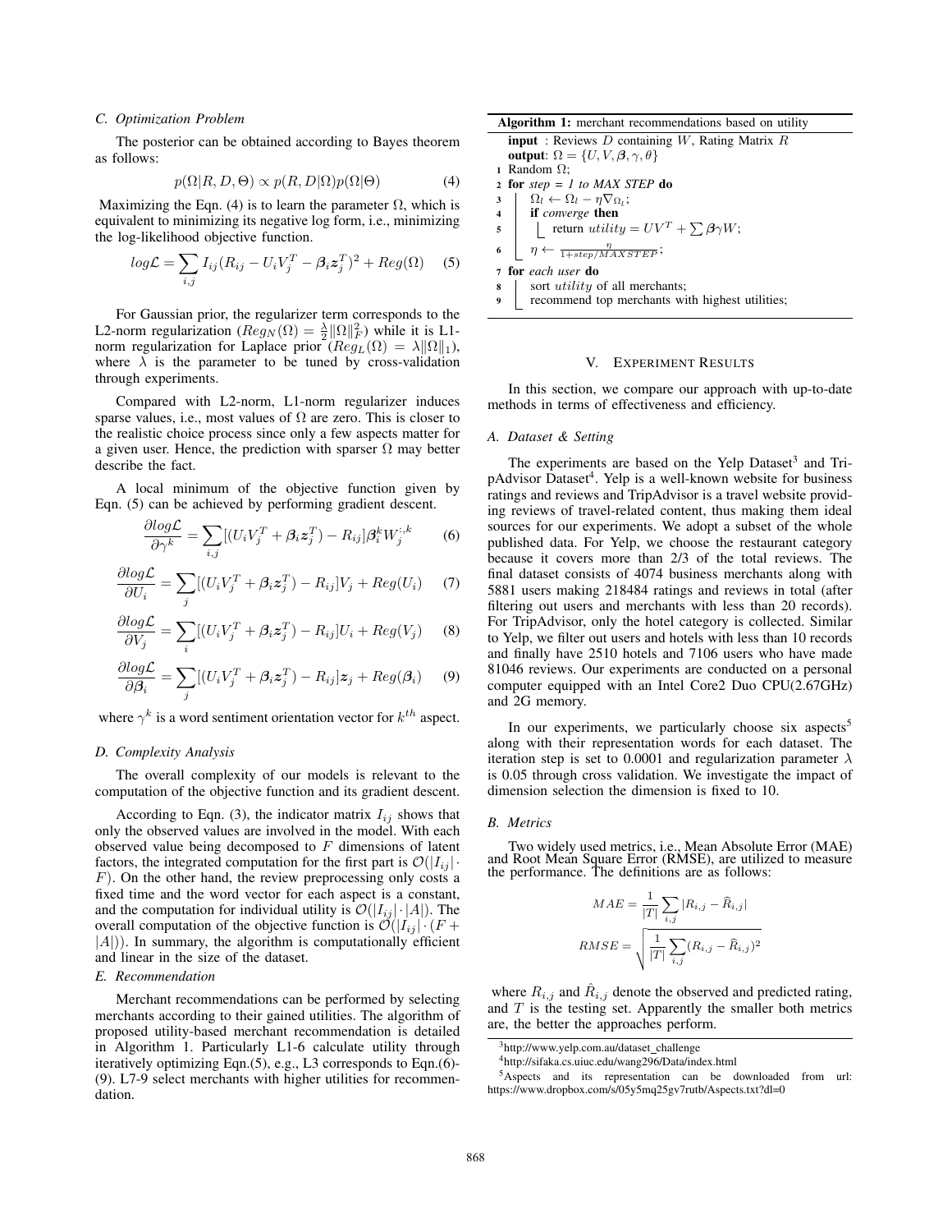### C. Optimization Problem

The posterior can be obtained according to Bayes theorem as follows:

$$p(\Omega|R, D, \Theta) \propto p(R, D|\Omega)p(\Omega|\Theta) \tag{4}$$

Maximizing the Eqn. (4) is to learn the parameter $\Omega$, which is equivalent to minimizing its negative log form, i.e., minimizing the log-likelihood objective function.

$$log\mathcal{L} = \sum_{i,j} I_{ij}(R_{ij} - U_i V_j^T - \boldsymbol{\beta}_i \boldsymbol{z}_j^T)^2 + Reg(\Omega) \tag{5}$$

For Gaussian prior, the regularizer term corresponds to the L2-norm regularization ($Reg_N(\Omega) = \frac{\lambda}{2}\|\Omega\|_F^2$) while it is L1-norm regularization for Laplace prior ($Reg_L(\Omega) = \lambda\|\Omega\|_1$), where $\lambda$ is the parameter to be tuned by cross-validation through experiments.

Compared with L2-norm, L1-norm regularizer induces sparse values, i.e., most values of $\Omega$ are zero. This is closer to the realistic choice process since only a few aspects matter for a given user. Hence, the prediction with sparser $\Omega$ may better describe the fact.

A local minimum of the objective function given by Eqn. (5) can be achieved by performing gradient descent.

$$\frac{\partial log\mathcal{L}}{\partial \gamma^k} = \sum_{i,j}[(U_i V_j^T + \boldsymbol{\beta}_i \boldsymbol{z}_j^T) - R_{ij}]\boldsymbol{\beta}_i^k W_j^{:,k} \tag{6}$$

$$\frac{\partial log\mathcal{L}}{\partial U_i} = \sum_{j}[(U_i V_j^T + \boldsymbol{\beta}_i \boldsymbol{z}_j^T) - R_{ij}]V_j + Reg(U_i) \tag{7}$$

$$\frac{\partial log\mathcal{L}}{\partial V_j} = \sum_{i}[(U_i V_j^T + \boldsymbol{\beta}_i \boldsymbol{z}_j^T) - R_{ij}]U_i + Reg(V_j) \tag{8}$$

$$\frac{\partial log\mathcal{L}}{\partial \boldsymbol{\beta}_i} = \sum_{j}[(U_i V_j^T + \boldsymbol{\beta}_i \boldsymbol{z}_j^T) - R_{ij}]\boldsymbol{z}_j + Reg(\boldsymbol{\beta}_i) \tag{9}$$

where $\gamma^k$ is a word sentiment orientation vector for $k^{th}$ aspect.

### D. Complexity Analysis

The overall complexity of our models is relevant to the computation of the objective function and its gradient descent.

According to Eqn. (3), the indicator matrix $I_{ij}$ shows that only the observed values are involved in the model. With each observed value being decomposed to $F$ dimensions of latent factors, the integrated computation for the first part is $\mathcal{O}(|I_{ij}| \cdot F)$. On the other hand, the review preprocessing only costs a fixed time and the word vector for each aspect is a constant, and the computation for individual utility is $\mathcal{O}(|I_{ij}| \cdot |A|)$. The overall computation of the objective function is $\mathcal{O}(|I_{ij}| \cdot (F + |A|))$. In summary, the algorithm is computationally efficient and linear in the size of the dataset.

### E. Recommendation

Merchant recommendations can be performed by selecting merchants according to their gained utilities. The algorithm of proposed utility-based merchant recommendation is detailed in Algorithm 1. Particularly L1-6 calculate utility through iteratively optimizing Eqn.(5), e.g., L3 corresponds to Eqn.(6)-(9). L7-9 select merchants with higher utilities for recommendation.

**Algorithm 1:** merchant recommendations based on utility

```
input : Reviews D containing W, Rating Matrix R
output: Ω = {U, V, β, γ, θ}
1 Random Ω;
2 for step = 1 to MAX STEP do
3     Ω_l ← Ω_l − η∇Ω_l;
4     if converge then
5         return utility = UV^T + Σ βγW;
6     η ← η / (1 + step/MAXSTEP);
7 for each user do
8     sort utility of all merchants;
9     recommend top merchants with highest utilities;
```

## V. Experiment Results

In this section, we compare our approach with up-to-date methods in terms of effectiveness and efficiency.

### A. Dataset & Setting

The experiments are based on the Yelp Dataset[3] and TripAdvisor Dataset[4]. Yelp is a well-known website for business ratings and reviews and TripAdvisor is a travel website providing reviews of travel-related content, thus making them ideal sources for our experiments. We adopt a subset of the whole published data. For Yelp, we choose the restaurant category because it covers more than 2/3 of the total reviews. The final dataset consists of 4074 business merchants along with 5881 users making 218484 ratings and reviews in total (after filtering out users and merchants with less than 20 records). For TripAdvisor, only the hotel category is collected. Similar to Yelp, we filter out users and hotels with less than 10 records and finally have 2510 hotels and 7106 users who have made 81046 reviews. Our experiments are conducted on a personal computer equipped with an Intel Core2 Duo CPU(2.67GHz) and 2G memory.

In our experiments, we particularly choose six aspects[5] along with their representation words for each dataset. The iteration step is set to 0.0001 and regularization parameter $\lambda$ is 0.05 through cross validation. We investigate the impact of dimension selection the dimension is fixed to 10.

### B. Metrics

Two widely used metrics, i.e., Mean Absolute Error (MAE) and Root Mean Square Error (RMSE), are utilized to measure the performance. The definitions are as follows:

$$MAE = \frac{1}{|T|}\sum_{i,j}|R_{i,j} - \widehat{R}_{i,j}|$$

$$RMSE = \sqrt{\frac{1}{|T|}\sum_{i,j}(R_{i,j} - \widehat{R}_{i,j})^2}$$

where $R_{i,j}$ and $\hat{R}_{i,j}$ denote the observed and predicted rating, and $T$ is the testing set. Apparently the smaller both metrics are, the better the approaches perform.

[3] http://www.yelp.com.au/dataset_challenge

[4] http://sifaka.cs.uiuc.edu/wang296/Data/index.html

[5] Aspects and its representation can be downloaded from url: https://www.dropbox.com/s/05y5mq25gv7rutb/Aspects.txt?dl=0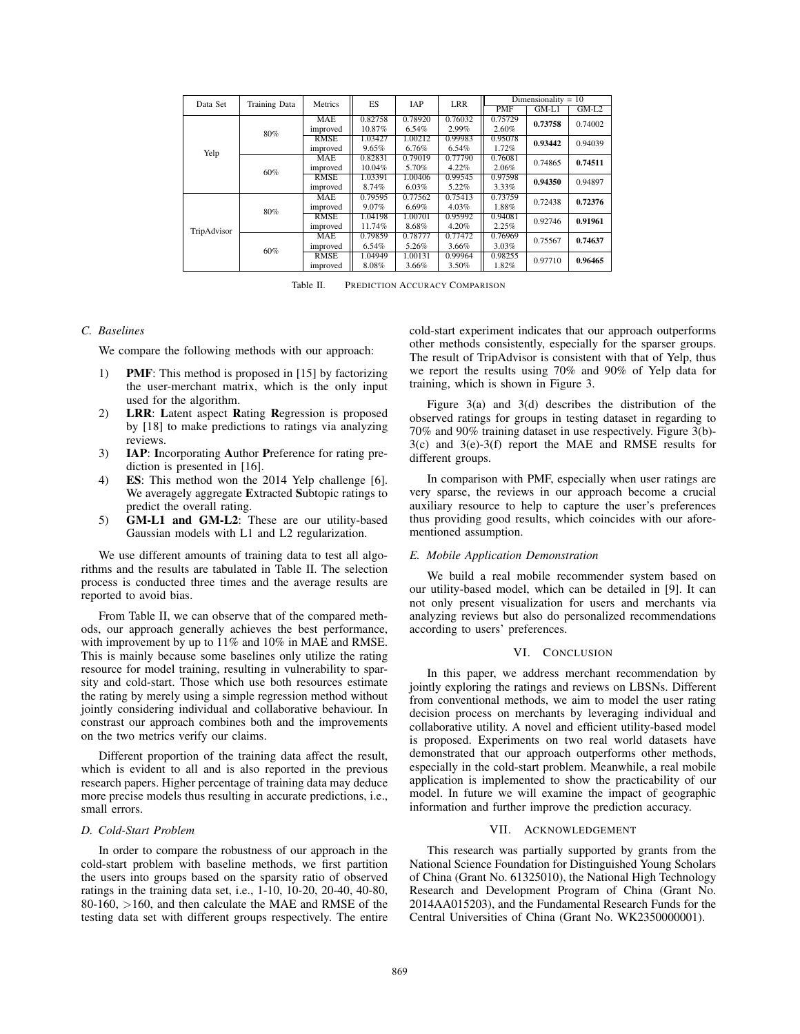| Data Set | Training Data | Metrics | ES | IAP | LRR | Dimensionality = 10 | | |
|---|---|---|---|---|---|---|---|---|
| | | | | | | PMF | GM-L1 | GM-L2 |
| Yelp | 80% | MAE | 0.82758 | 0.78920 | 0.76032 | 0.75729 | **0.73758** | 0.74002 |
| | | improved | 10.87% | 6.54% | 2.99% | 2.60% | | |
| | | RMSE | 1.03427 | 1.00212 | 0.99983 | 0.95078 | **0.93442** | 0.94039 |
| | | improved | 9.65% | 6.76% | 6.54% | 1.72% | | |
| | 60% | MAE | 0.82831 | 0.79019 | 0.77790 | 0.76081 | 0.74865 | **0.74511** |
| | | improved | 10.04% | 5.70% | 4.22% | 2.06% | | |
| | | RMSE | 1.03391 | 1.00406 | 0.99545 | 0.97598 | **0.94350** | 0.94897 |
| | | improved | 8.74% | 6.03% | 5.22% | 3.33% | | |
| TripAdvisor | 80% | MAE | 0.79595 | 0.77562 | 0.75413 | 0.73759 | 0.72438 | **0.72376** |
| | | improved | 9.07% | 6.69% | 4.03% | 1.88% | | |
| | | RMSE | 1.04198 | 1.00701 | 0.95992 | 0.94081 | 0.92746 | **0.91961** |
| | | improved | 11.74% | 8.68% | 4.20% | 2.25% | | |
| | 60% | MAE | 0.79859 | 0.78777 | 0.77472 | 0.76969 | 0.75567 | **0.74637** |
| | | improved | 6.54% | 5.26% | 3.66% | 3.03% | | |
| | | RMSE | 1.04949 | 1.00131 | 0.99964 | 0.98255 | 0.97710 | **0.96465** |
| | | improved | 8.08% | 3.66% | 3.50% | 1.82% | | |

Table II. PREDICTION ACCURACY COMPARISON

### C. Baselines

We compare the following methods with our approach:

1) **PMF**: This method is proposed in [15] by factorizing the user-merchant matrix, which is the only input used for the algorithm.
2) **LRR**: **L**atent aspect **R**ating **R**egression is proposed by [18] to make predictions to ratings via analyzing reviews.
3) **IAP**: **I**ncorporating **A**uthor **P**reference for rating prediction is presented in [16].
4) **ES**: This method won the 2014 Yelp challenge [6]. We averagely aggregate **E**xtracted **S**ubtopic ratings to predict the overall rating.
5) **GM-L1 and GM-L2**: These are our utility-based Gaussian models with L1 and L2 regularization.

We use different amounts of training data to test all algorithms and the results are tabulated in Table II. The selection process is conducted three times and the average results are reported to avoid bias.

From Table II, we can observe that of the compared methods, our approach generally achieves the best performance, with improvement by up to 11% and 10% in MAE and RMSE. This is mainly because some baselines only utilize the rating resource for model training, resulting in vulnerability to sparsity and cold-start. Those which use both resources estimate the rating by merely using a simple regression method without jointly considering individual and collaborative behaviour. In constrast our approach combines both and the improvements on the two metrics verify our claims.

Different proportion of the training data affect the result, which is evident to all and is also reported in the previous research papers. Higher percentage of training data may deduce more precise models thus resulting in accurate predictions, i.e., small errors.

### D. Cold-Start Problem

In order to compare the robustness of our approach in the cold-start problem with baseline methods, we first partition the users into groups based on the sparsity ratio of observed ratings in the training data set, i.e., 1-10, 10-20, 20-40, 40-80, 80-160, >160, and then calculate the MAE and RMSE of the testing data set with different groups respectively. The entire cold-start experiment indicates that our approach outperforms other methods consistently, especially for the sparser groups. The result of TripAdvisor is consistent with that of Yelp, thus we report the results using 70% and 90% of Yelp data for training, which is shown in Figure 3.

Figure 3(a) and 3(d) describes the distribution of the observed ratings for groups in testing dataset in regarding to 70% and 90% training dataset in use respectively. Figure 3(b)-3(c) and 3(e)-3(f) report the MAE and RMSE results for different groups.

In comparison with PMF, especially when user ratings are very sparse, the reviews in our approach become a crucial auxiliary resource to help to capture the user's preferences thus providing good results, which coincides with our aforementioned assumption.

### E. Mobile Application Demonstration

We build a real mobile recommender system based on our utility-based model, which can be detailed in [9]. It can not only present visualization for users and merchants via analyzing reviews but also do personalized recommendations according to users' preferences.

## VI. CONCLUSION

In this paper, we address merchant recommendation by jointly exploring the ratings and reviews on LBSNs. Different from conventional methods, we aim to model the user rating decision process on merchants by leveraging individual and collaborative utility. A novel and efficient utility-based model is proposed. Experiments on two real world datasets have demonstrated that our approach outperforms other methods, especially in the cold-start problem. Meanwhile, a real mobile application is implemented to show the practicability of our model. In future we will examine the impact of geographic information and further improve the prediction accuracy.

## VII. ACKNOWLEDGEMENT

This research was partially supported by grants from the National Science Foundation for Distinguished Young Scholars of China (Grant No. 61325010), the National High Technology Research and Development Program of China (Grant No. 2014AA015203), and the Fundamental Research Funds for the Central Universities of China (Grant No. WK2350000001).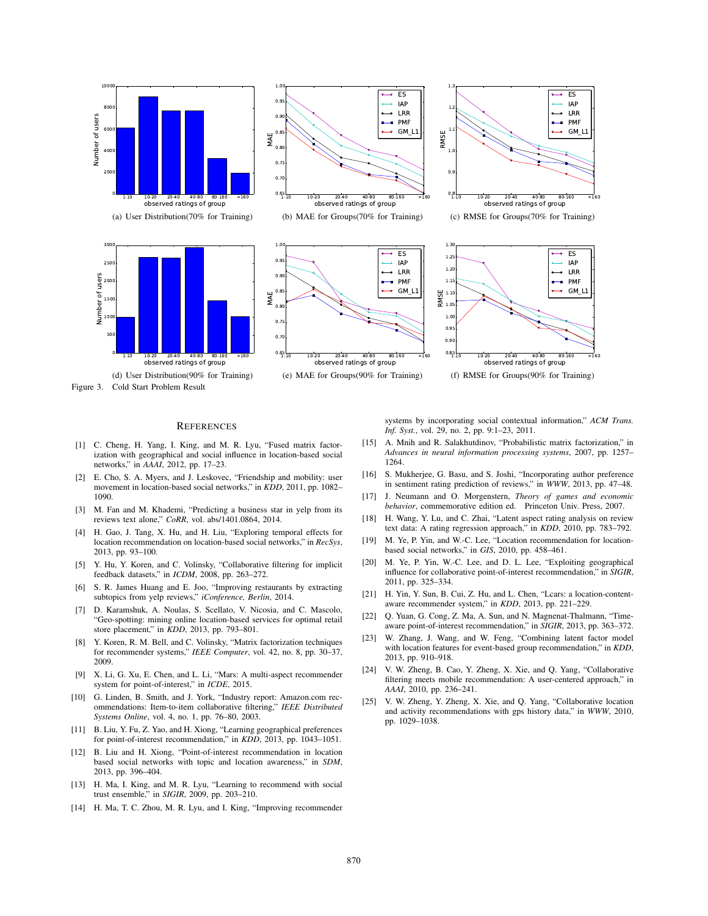10000
8000
6000
4000
2000
0
Number of users
1-10 10-20 20-40 40-80 80-160 >160
observed ratings of group

(a) User Distribution(70% for Training)

1.00
0.95
0.90
0.85
0.80
0.75
0.70
0.65
MAE
ES
IAP
LRR
PMF
GM_L1
1-10 10-20 20-40 40-80 80-160 >160
observed ratings of group

(b) MAE for Groups(70% for Training)

1.3
1.2
1.1
1.0
0.9
0.8
RMSE
ES
IAP
LRR
PMF
GM_L1
1-10 10-20 20-40 40-80 80-160 >160
observed ratings of group

(c) RMSE for Groups(70% for Training)

3000
2500
2000
1500
1000
500
0
Number of users
1-10 10-20 20-40 40-80 80-160 >160
observed ratings of group

(d) User Distribution(90% for Training)

1.00
0.95
0.90
0.85
0.80
0.75
0.70
0.65
MAE
ES
IAP
LRR
PMF
GM_L1
1-10 10-20 20-40 40-80 80-160 >160
observed ratings of group

(e) MAE for Groups(90% for Training)

1.30
1.25
1.20
1.15
1.10
1.05
1.00
0.95
0.90
0.85
RMSE
ES
IAP
LRR
PMF
GM_L1
1-10 10-20 20-40 40-80 80-160 >160
observed ratings of group

(f) RMSE for Groups(90% for Training)

Figure 3. Cold Start Problem Result

## References

[1] C. Cheng, H. Yang, I. King, and M. R. Lyu, "Fused matrix factorization with geographical and social influence in location-based social networks," in *AAAI*, 2012, pp. 17–23.

[2] E. Cho, S. A. Myers, and J. Leskovec, "Friendship and mobility: user movement in location-based social networks," in *KDD*, 2011, pp. 1082–1090.

[3] M. Fan and M. Khademi, "Predicting a business star in yelp from its reviews text alone," *CoRR*, vol. abs/1401.0864, 2014.

[4] H. Gao, J. Tang, X. Hu, and H. Liu, "Exploring temporal effects for location recommendation on location-based social networks," in *RecSys*, 2013, pp. 93–100.

[5] Y. Hu, Y. Koren, and C. Volinsky, "Collaborative filtering for implicit feedback datasets," in *ICDM*, 2008, pp. 263–272.

[6] S. R. James Huang and E. Joo, "Improving restaurants by extracting subtopics from yelp reviews," *iConference, Berlin*, 2014.

[7] D. Karamshuk, A. Noulas, S. Scellato, V. Nicosia, and C. Mascolo, "Geo-spotting: mining online location-based services for optimal retail store placement," in *KDD*, 2013, pp. 793–801.

[8] Y. Koren, R. M. Bell, and C. Volinsky, "Matrix factorization techniques for recommender systems," *IEEE Computer*, vol. 42, no. 8, pp. 30–37, 2009.

[9] X. Li, G. Xu, E. Chen, and L. Li, "Mars: A multi-aspect recommender system for point-of-interest," in *ICDE*, 2015.

[10] G. Linden, B. Smith, and J. York, "Industry report: Amazon.com recommendations: Item-to-item collaborative filtering," *IEEE Distributed Systems Online*, vol. 4, no. 1, pp. 76–80, 2003.

[11] B. Liu, Y. Fu, Z. Yao, and H. Xiong, "Learning geographical preferences for point-of-interest recommendation," in *KDD*, 2013, pp. 1043–1051.

[12] B. Liu and H. Xiong, "Point-of-interest recommendation in location based social networks with topic and location awareness," in *SDM*, 2013, pp. 396–404.

[13] H. Ma, I. King, and M. R. Lyu, "Learning to recommend with social trust ensemble," in *SIGIR*, 2009, pp. 203–210.

[14] H. Ma, T. C. Zhou, M. R. Lyu, and I. King, "Improving recommender systems by incorporating social contextual information," *ACM Trans. Inf. Syst.*, vol. 29, no. 2, pp. 9:1–23, 2011.

[15] A. Mnih and R. Salakhutdinov, "Probabilistic matrix factorization," in *Advances in neural information processing systems*, 2007, pp. 1257–1264.

[16] S. Mukherjee, G. Basu, and S. Joshi, "Incorporating author preference in sentiment rating prediction of reviews," in *WWW*, 2013, pp. 47–48.

[17] J. Neumann and O. Morgenstern, *Theory of games and economic behavior*, commemorative edition ed. Princeton Univ. Press, 2007.

[18] H. Wang, Y. Lu, and C. Zhai, "Latent aspect rating analysis on review text data: A rating regression approach," in *KDD*, 2010, pp. 783–792.

[19] M. Ye, P. Yin, and W.-C. Lee, "Location recommendation for location-based social networks," in *GIS*, 2010, pp. 458–461.

[20] M. Ye, P. Yin, W.-C. Lee, and D. L. Lee, "Exploiting geographical influence for collaborative point-of-interest recommendation," in *SIGIR*, 2011, pp. 325–334.

[21] H. Yin, Y. Sun, B. Cui, Z. Hu, and L. Chen, "Lcars: a location-content-aware recommender system," in *KDD*, 2013, pp. 221–229.

[22] Q. Yuan, G. Cong, Z. Ma, A. Sun, and N. Magnenat-Thalmann, "Time-aware point-of-interest recommendation," in *SIGIR*, 2013, pp. 363–372.

[23] W. Zhang, J. Wang, and W. Feng, "Combining latent factor model with location features for event-based group recommendation," in *KDD*, 2013, pp. 910–918.

[24] V. W. Zheng, B. Cao, Y. Zheng, X. Xie, and Q. Yang, "Collaborative filtering meets mobile recommendation: A user-centered approach," in *AAAI*, 2010, pp. 236–241.

[25] V. W. Zheng, Y. Zheng, X. Xie, and Q. Yang, "Collaborative location and activity recommendations with gps history data," in *WWW*, 2010, pp. 1029–1038.